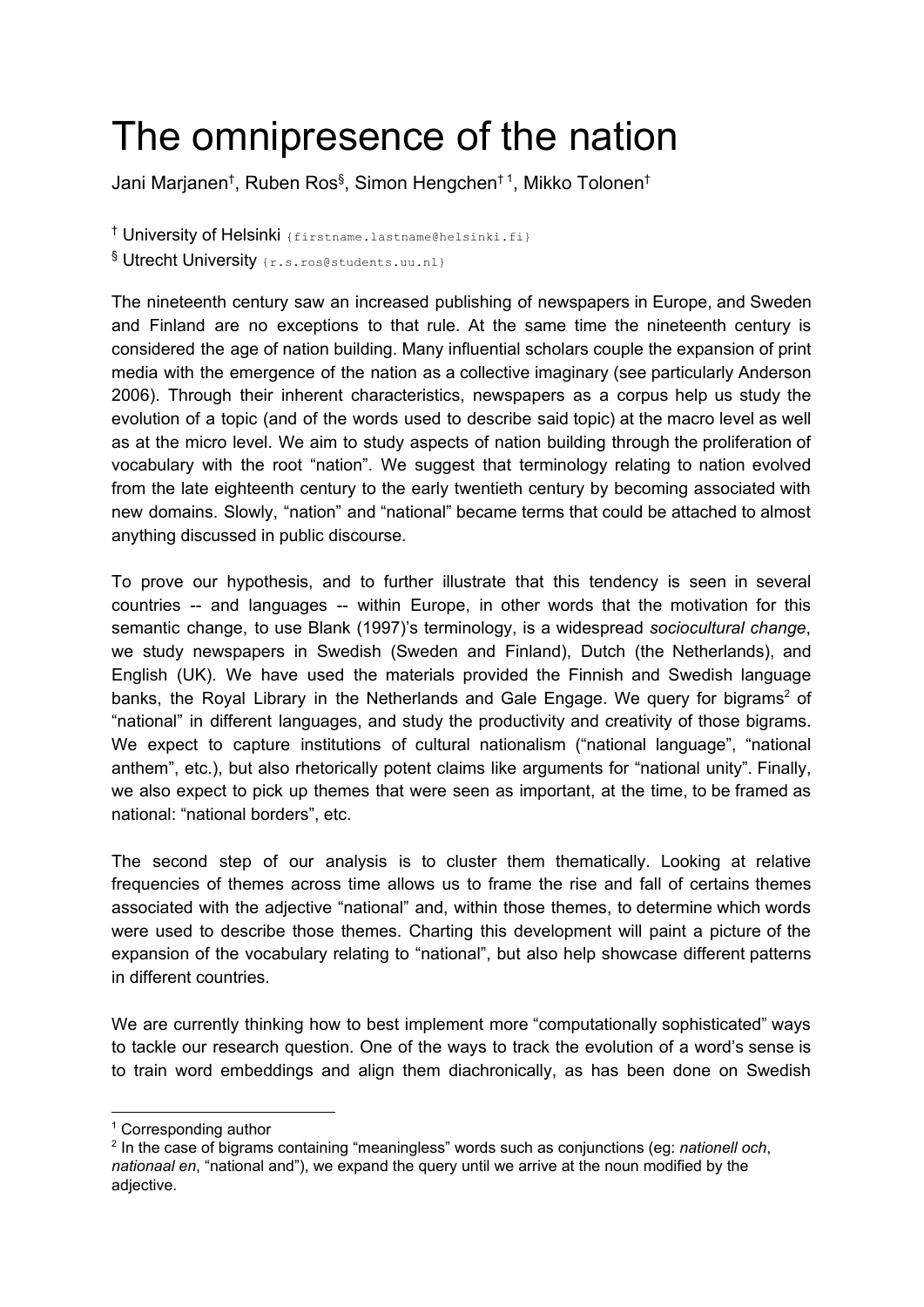# The omnipresence of the nation

Jani Marjanen[†], Ruben Ros[§], Simon Hengchen[† 1], Mikko Tolonen[†]

[†] University of Helsinki {firstname.lastname@helsinki.fi}

[§] Utrecht University {r.s.ros@students.uu.nl}

The nineteenth century saw an increased publishing of newspapers in Europe, and Sweden and Finland are no exceptions to that rule. At the same time the nineteenth century is considered the age of nation building. Many influential scholars couple the expansion of print media with the emergence of the nation as a collective imaginary (see particularly Anderson 2006). Through their inherent characteristics, newspapers as a corpus help us study the evolution of a topic (and of the words used to describe said topic) at the macro level as well as at the micro level. We aim to study aspects of nation building through the proliferation of vocabulary with the root "nation". We suggest that terminology relating to nation evolved from the late eighteenth century to the early twentieth century by becoming associated with new domains. Slowly, "nation" and "national" became terms that could be attached to almost anything discussed in public discourse.

To prove our hypothesis, and to further illustrate that this tendency is seen in several countries -- and languages -- within Europe, in other words that the motivation for this semantic change, to use Blank (1997)'s terminology, is a widespread *sociocultural change*, we study newspapers in Swedish (Sweden and Finland), Dutch (the Netherlands), and English (UK). We have used the materials provided the Finnish and Swedish language banks, the Royal Library in the Netherlands and Gale Engage. We query for bigrams[2] of "national" in different languages, and study the productivity and creativity of those bigrams. We expect to capture institutions of cultural nationalism ("national language", "national anthem", etc.), but also rhetorically potent claims like arguments for "national unity". Finally, we also expect to pick up themes that were seen as important, at the time, to be framed as national: "national borders", etc.

The second step of our analysis is to cluster them thematically. Looking at relative frequencies of themes across time allows us to frame the rise and fall of certains themes associated with the adjective "national" and, within those themes, to determine which words were used to describe those themes. Charting this development will paint a picture of the expansion of the vocabulary relating to "national", but also help showcase different patterns in different countries.

We are currently thinking how to best implement more "computationally sophisticated" ways to tackle our research question. One of the ways to track the evolution of a word's sense is to train word embeddings and align them diachronically, as has been done on Swedish

---

[1] Corresponding author

[2] In the case of bigrams containing "meaningless" words such as conjunctions (eg: *nationell och*, *nationaal en*, "national and"), we expand the query until we arrive at the noun modified by the adjective.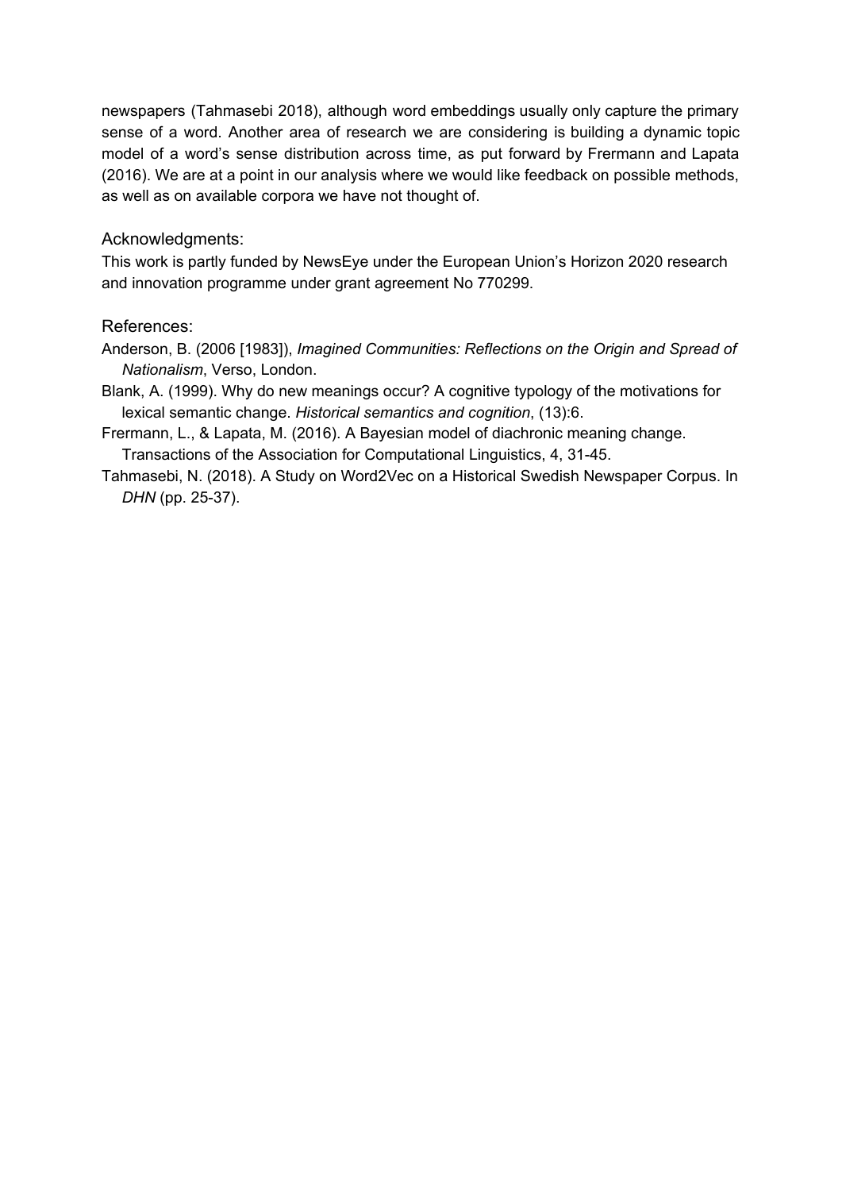newspapers (Tahmasebi 2018), although word embeddings usually only capture the primary sense of a word. Another area of research we are considering is building a dynamic topic model of a word's sense distribution across time, as put forward by Frermann and Lapata (2016). We are at a point in our analysis where we would like feedback on possible methods, as well as on available corpora we have not thought of.

## Acknowledgments:

This work is partly funded by NewsEye under the European Union's Horizon 2020 research and innovation programme under grant agreement No 770299.

## References:

Anderson, B. (2006 [1983]), *Imagined Communities: Reflections on the Origin and Spread of Nationalism*, Verso, London.

Blank, A. (1999). Why do new meanings occur? A cognitive typology of the motivations for lexical semantic change. *Historical semantics and cognition*, (13):6.

Frermann, L., & Lapata, M. (2016). A Bayesian model of diachronic meaning change. Transactions of the Association for Computational Linguistics, 4, 31-45.

Tahmasebi, N. (2018). A Study on Word2Vec on a Historical Swedish Newspaper Corpus. In *DHN* (pp. 25-37).